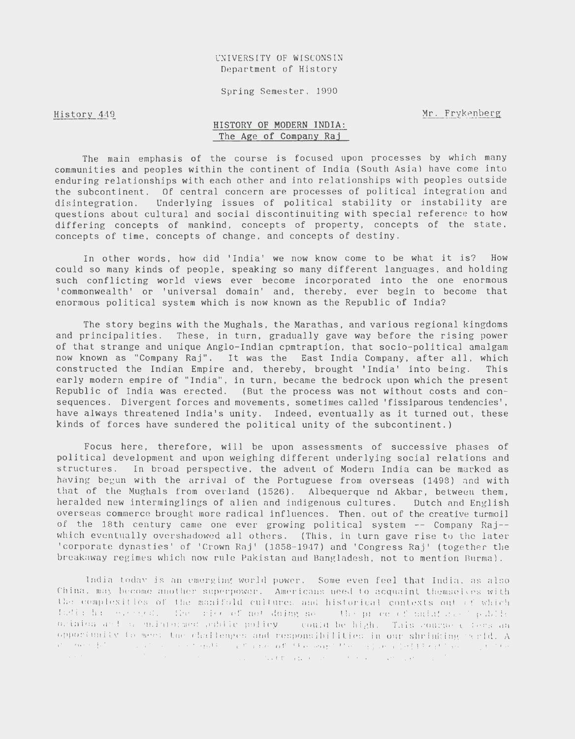UNIVERSITY OF WISCONSIN
Department of History

Spring Semester, 1990

History 449 — Mr. Frykenberg

# HISTORY OF MODERN INDIA: The Age of Company Raj

The main emphasis of the course is focused upon processes by which many communities and peoples within the continent of India (South Asia) have come into enduring relationships with each other and into relationships with peoples outside the subcontinent. Of central concern are processes of political integration and disintegration. Underlying issues of political stability or instability are questions about cultural and social discontinuiting with special reference to how differing concepts of mankind, concepts of property, concepts of the state, concepts of time, concepts of change, and concepts of destiny.

In other words, how did 'India' we now know come to be what it is? How could so many kinds of people, speaking so many different languages, and holding such conflicting world views ever become incorporated into the one enormous 'commonwealth' or 'universal domain' and, thereby, ever begin to become that enormous political system which is now known as the Republic of India?

The story begins with the Mughals, the Marathas, and various regional kingdoms and principalities. These, in turn, gradually gave way before the rising power of that strange and unique Anglo-Indian cpmtraption, that socio-political amalgam now known as "Company Raj". It was the East India Company, after all, which constructed the Indian Empire and, thereby, brought 'India' into being. This early modern empire of "India", in turn, became the bedrock upon which the present Republic of India was erected. (But the process was not without costs and consequences. Divergent forces and movements, sometimes called 'fissiparous tendencies', have always threatened India's unity. Indeed, eventually as it turned out, these kinds of forces have sundered the political unity of the subcontinent.)

Focus here, therefore, will be upon assessments of successive phases of political development and upon weighing different underlying social relations and structures. In broad perspective, the advent of Modern India can be marked as having begun with the arrival of the Portuguese from overseas (1498) and with that of the Mughals from overland (1526). Albequerque nd Akbar, between them, heralded new interminglings of alien and indigenous cultures. Dutch and English overseas commerce brought more radical influences. Then, out of the creative turmoil of the 18th century came one ever growing political system -- Company Raj-- which eventually overshadowed all others. (This, in turn gave rise to the later 'corporate dynasties' of 'Crown Raj' (1858-1947) and 'Congress Raj' (together the breakaway regimes which now rule Pakistan and Bangladesh, not to mention Burma).

India today is an emerging world power. Some even feel that India, as also China, may become another superpower. Americans need to acquaint themselves with the complexities of the manifold cultures and historical contexts out of which India has emerged. The price of not doing so -- the price of misinformed public opinion and misinformed public policy -- could be high. This course offers an opportunity to meet the challenges and responsibilities in our shrinking world. A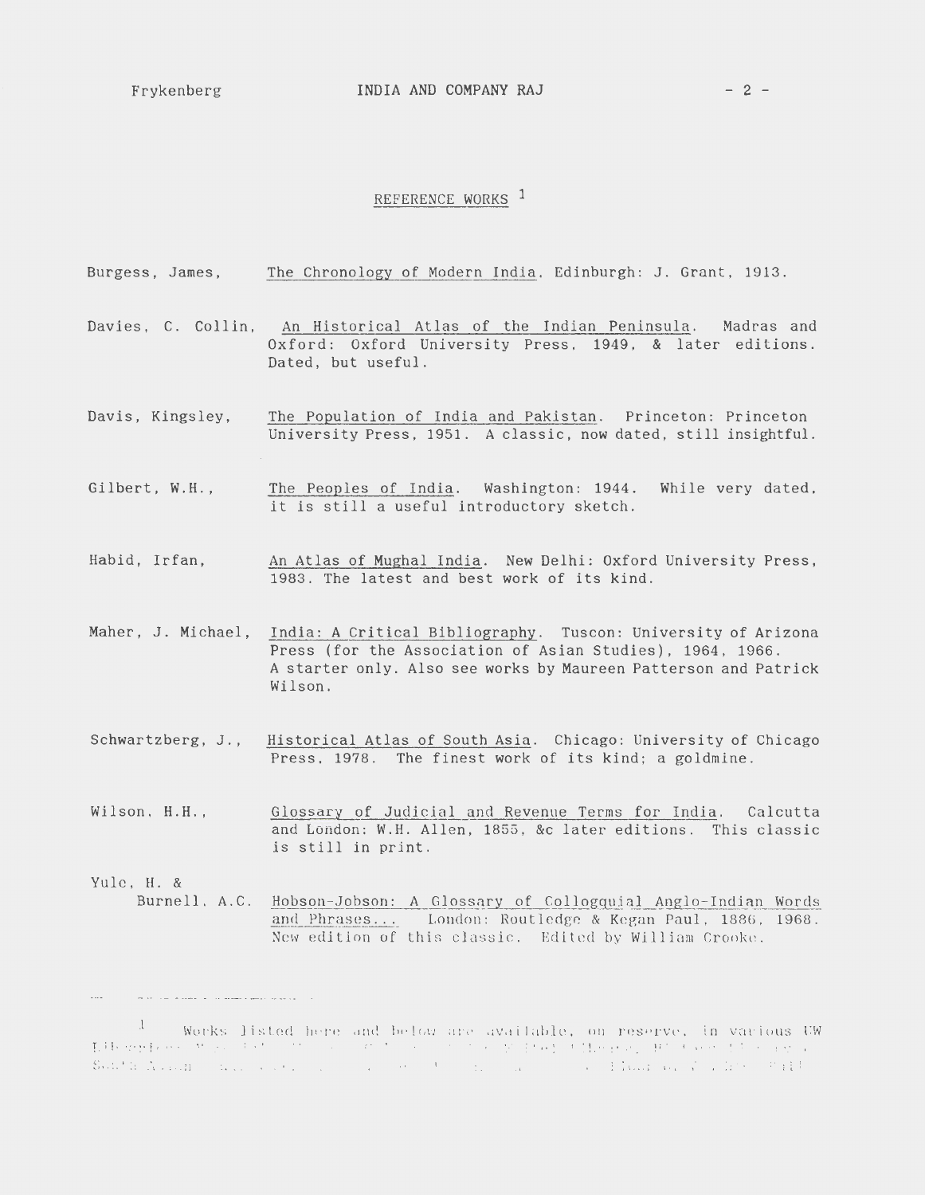## REFERENCE WORKS [1]

Burgess, James, The Chronology of Modern India. Edinburgh: J. Grant, 1913.

Davies, C. Collin, An Historical Atlas of the Indian Peninsula. Madras and Oxford: Oxford University Press, 1949, & later editions. Dated, but useful.

Davis, Kingsley, The Population of India and Pakistan. Princeton: Princeton University Press, 1951. A classic, now dated, still insightful.

Gilbert, W.H., The Peoples of India. Washington: 1944. While very dated, it is still a useful introductory sketch.

Habid, Irfan, An Atlas of Mughal India. New Delhi: Oxford University Press, 1983. The latest and best work of its kind.

Maher, J. Michael, India: A Critical Bibliography. Tuscon: University of Arizona Press (for the Association of Asian Studies), 1964, 1966. A starter only. Also see works by Maureen Patterson and Patrick Wilson.

Schwartzberg, J., Historical Atlas of South Asia. Chicago: University of Chicago Press, 1978. The finest work of its kind; a goldmine.

Wilson, H.H., Glossary of Judicial and Revenue Terms for India. Calcutta and London: W.H. Allen, 1855, &c later editions. This classic is still in print.

Yule, H. & Burnell, A.C. Hobson-Jobson: A Glossary of Collogquial Anglo-Indian Words and Phrases... London: Routledge & Kegan Paul, 1886, 1968. New edition of this classic. Edited by William Crooke.

---

[1] Works listed here and below are available, on reserve, in various UW Libraries ...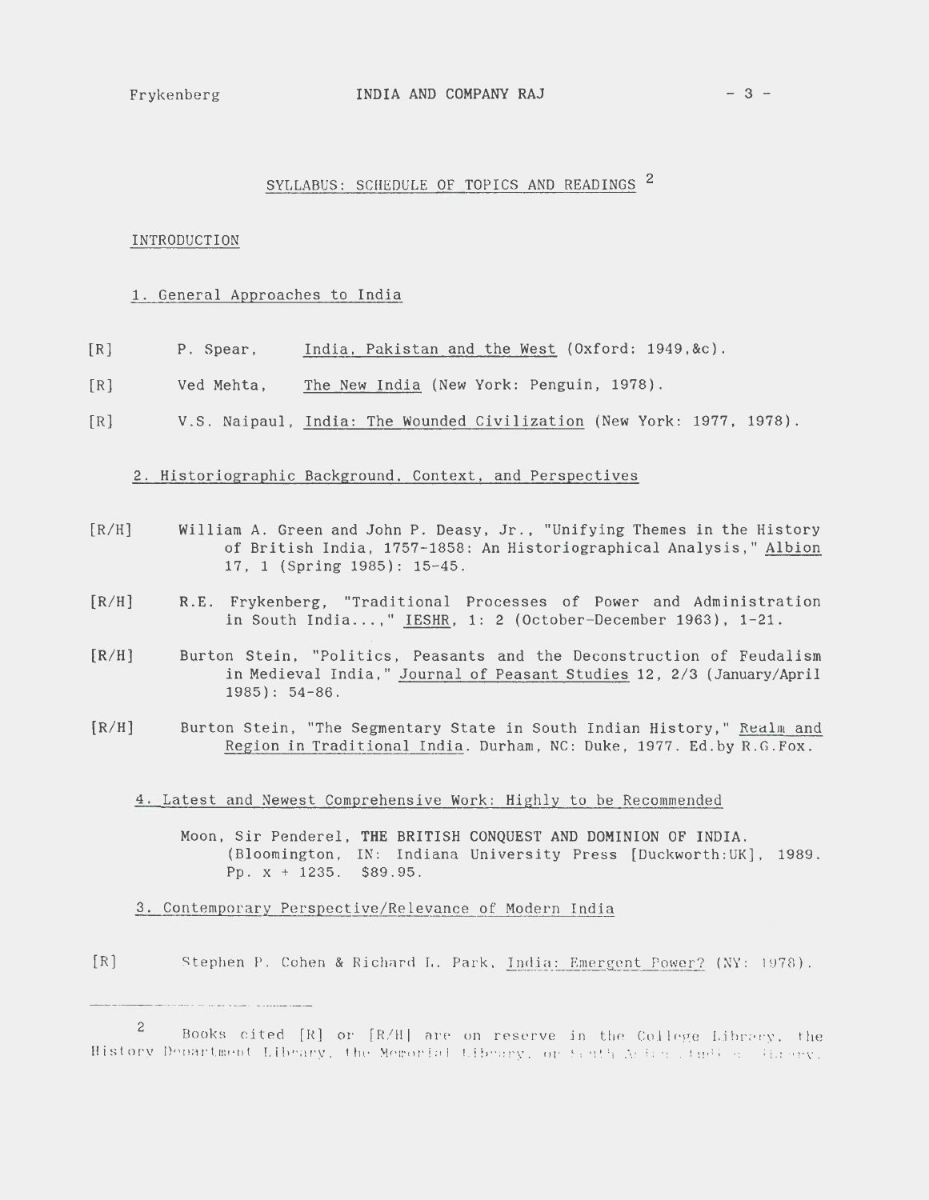## SYLLABUS: SCHEDULE OF TOPICS AND READINGS [2]

### INTRODUCTION

#### 1. General Approaches to India

[R] P. Spear, India, Pakistan and the West (Oxford: 1949,&c).

[R] Ved Mehta, The New India (New York: Penguin, 1978).

[R] V.S. Naipaul, India: The Wounded Civilization (New York: 1977, 1978).

#### 2. Historiographic Background, Context, and Perspectives

[R/H] William A. Green and John P. Deasy, Jr., "Unifying Themes in the History of British India, 1757-1858: An Historiographical Analysis," Albion 17, 1 (Spring 1985): 15-45.

[R/H] R.E. Frykenberg, "Traditional Processes of Power and Administration in South India...," IESHR, 1: 2 (October-December 1963), 1-21.

[R/H] Burton Stein, "Politics, Peasants and the Deconstruction of Feudalism in Medieval India," Journal of Peasant Studies 12, 2/3 (January/April 1985): 54-86.

[R/H] Burton Stein, "The Segmentary State in South Indian History," Realm and Region in Traditional India. Durham, NC: Duke, 1977. Ed.by R.G.Fox.

#### 4. Latest and Newest Comprehensive Work: Highly to be Recommended

Moon, Sir Penderel, **THE BRITISH CONQUEST AND DOMINION OF INDIA.** (Bloomington, IN: Indiana University Press [Duckworth:UK], 1989. Pp. x + 1235. $89.95.

#### 3. Contemporary Perspective/Relevance of Modern India

[R] Stephen P. Cohen & Richard L. Park, India: Emergent Power? (NY: 1978).

---

[2] Books cited [R] or [R/H] are on reserve in the College Library, the History Department Library, the Memorial Library, or South Asian Studies Library.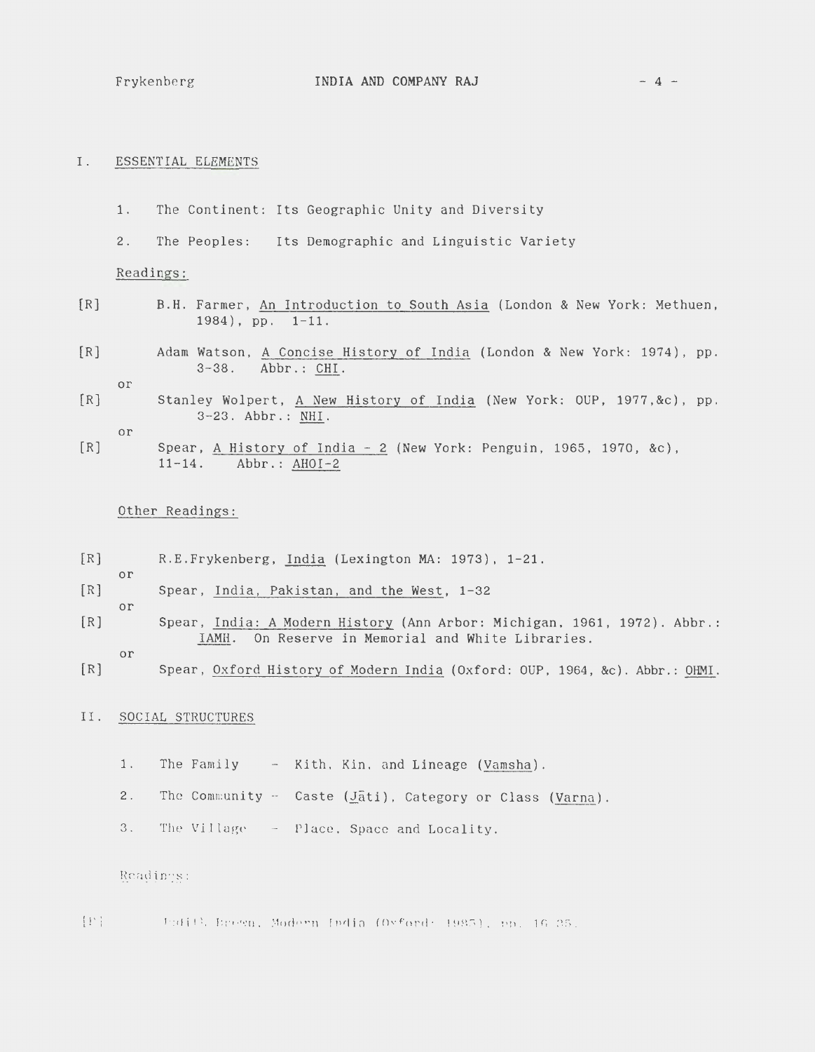## I. ESSENTIAL ELEMENTS

1. The Continent: Its Geographic Unity and Diversity

2. The Peoples: Its Demographic and Linguistic Variety

Readings:

[R] B.H. Farmer, An Introduction to South Asia (London & New York: Methuen, 1984), pp. 1-11.

[R] Adam Watson, A Concise History of India (London & New York: 1974), pp. 3-38. Abbr.: CHI.

or

[R] Stanley Wolpert, A New History of India (New York: OUP, 1977,&c), pp. 3-23. Abbr.: NHI.

or

[R] Spear, A History of India - 2 (New York: Penguin, 1965, 1970, &c), 11-14. Abbr.: AHOI-2

Other Readings:

[R] R.E.Frykenberg, India (Lexington MA: 1973), 1-21.

or

[R] Spear, India, Pakistan, and the West, 1-32

or

[R] Spear, India: A Modern History (Ann Arbor: Michigan, 1961, 1972). Abbr.: IAMH. On Reserve in Memorial and White Libraries.

or

[R] Spear, Oxford History of Modern India (Oxford: OUP, 1964, &c). Abbr.: OHMI.

## II. SOCIAL STRUCTURES

1. The Family - Kith, Kin, and Lineage (Vamsha).

2. The Community - Caste (Jāti), Category or Class (Varna).

3. The Village - Place, Space and Locality.

Readings:

[R] Judith Brown, Modern India (Oxford: 1985), pp. 16-25.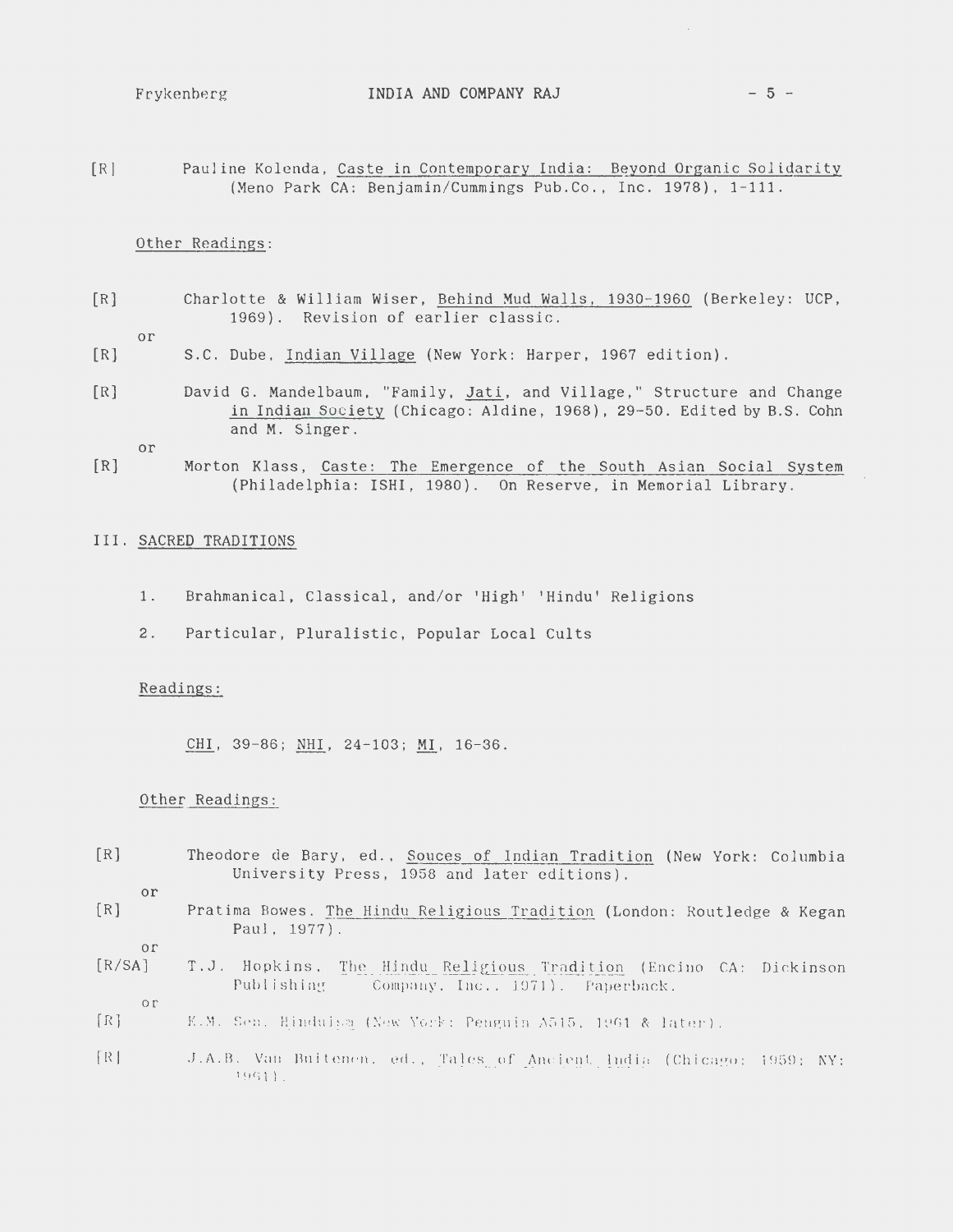[R] Pauline Kolenda, Caste in Contemporary India: Beyond Organic Solidarity (Meno Park CA: Benjamin/Cummings Pub.Co., Inc. 1978), 1-111.

Other Readings:

[R] Charlotte & William Wiser, Behind Mud Walls, 1930-1960 (Berkeley: UCP, 1969). Revision of earlier classic.

or

[R] S.C. Dube, Indian Village (New York: Harper, 1967 edition).

[R] David G. Mandelbaum, "Family, Jati, and Village," Structure and Change in Indian Society (Chicago: Aldine, 1968), 29-50. Edited by B.S. Cohn and M. Singer.

or

[R] Morton Klass, Caste: The Emergence of the South Asian Social System (Philadelphia: ISHI, 1980). On Reserve, in Memorial Library.

## III. SACRED TRADITIONS

1. Brahmanical, Classical, and/or 'High' 'Hindu' Religions
2. Particular, Pluralistic, Popular Local Cults

Readings:

CHI, 39-86; NHI, 24-103; MI, 16-36.

Other Readings:

[R] Theodore de Bary, ed., Souces of Indian Tradition (New York: Columbia University Press, 1958 and later editions).

or

[R] Pratima Bowes. The Hindu Religious Tradition (London: Routledge & Kegan Paul, 1977).

or

[R/SA] T.J. Hopkins. The Hindu Religious Tradition (Encino CA: Dickinson Publishing Company. Inc., 1971). Paperback.

or

[R] K.M. Sen. Hinduism (New York: Penguin A515, 1961 & later).

[R] J.A.B. Van Buitenen. ed., Tales of Ancient India (Chicago: 1959; NY: 1961).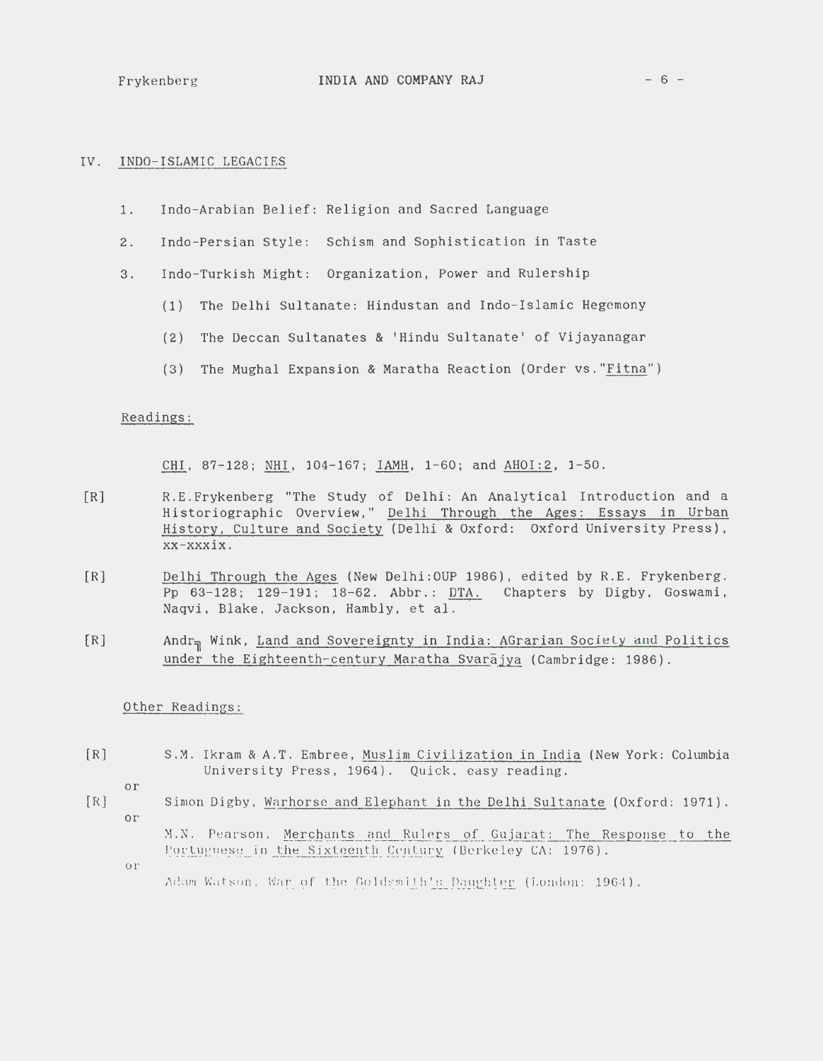## IV. INDO-ISLAMIC LEGACIES

1. Indo-Arabian Belief: Religion and Sacred Language

2. Indo-Persian Style: Schism and Sophistication in Taste

3. Indo-Turkish Might: Organization, Power and Rulership

   (1) The Delhi Sultanate: Hindustan and Indo-Islamic Hegemony

   (2) The Deccan Sultanates & 'Hindu Sultanate' of Vijayanagar

   (3) The Mughal Expansion & Maratha Reaction (Order vs."Fitna")

Readings:

CHI, 87-128; NHI, 104-167; IAMH, 1-60; and AHOI:2, 1-50.

[R] R.E.Frykenberg "The Study of Delhi: An Analytical Introduction and a Historiographic Overview," Delhi Through the Ages: Essays in Urban History, Culture and Society (Delhi & Oxford: Oxford University Press), xx-xxxix.

[R] Delhi Through the Ages (New Delhi:OUP 1986), edited by R.E. Frykenberg. Pp 63-128; 129-191; 18-62. Abbr.: DTA. Chapters by Digby, Goswami, Naqvi, Blake, Jackson, Hambly, et al.

[R] André Wink, Land and Sovereignty in India: AGrarian Society and Politics under the Eighteenth-century Maratha Svarājya (Cambridge: 1986).

Other Readings:

[R] S.M. Ikram & A.T. Embree, Muslim Civilization in India (New York: Columbia University Press, 1964). Quick, easy reading.

or

[R] Simon Digby, Warhorse and Elephant in the Delhi Sultanate (Oxford: 1971).

or

M.N. Pearson, Merchants and Rulers of Gujarat: The Response to the Portuguese in the Sixteenth Century (Berkeley CA: 1976).

or

Adam Watson, War of the Goldsmith's Daughter (London: 1964).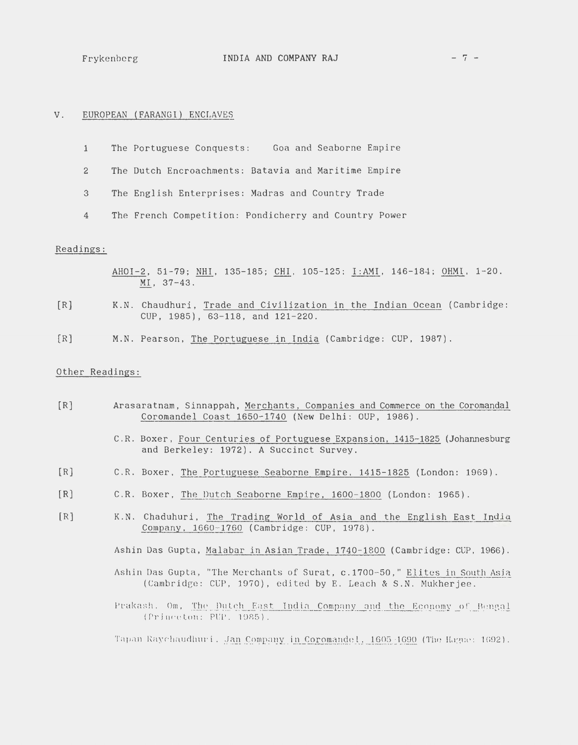## V. EUROPEAN (FARANGI) ENCLAVES

1. The Portuguese Conquests: Goa and Seaborne Empire
2. The Dutch Encroachments: Batavia and Maritime Empire
3. The English Enterprises: Madras and Country Trade
4. The French Competition: Pondicherry and Country Power

### Readings:

AHOI-2, 51-79; NHI, 135-185; CHI, 105-125; I:AMI, 146-184; OHMI, 1-20. MI, 37-43.

[R] K.N. Chaudhuri, Trade and Civilization in the Indian Ocean (Cambridge: CUP, 1985), 63-118, and 121-220.

[R] M.N. Pearson, The Portuguese in India (Cambridge: CUP, 1987).

### Other Readings:

[R] Arasaratnam, Sinnappah, Merchants, Companies and Commerce on the Coromandal Coromandel Coast 1650-1740 (New Delhi: OUP, 1986).

C.R. Boxer, Four Centuries of Portuguese Expansion, 1415-1825 (Johannesburg and Berkeley: 1972). A Succinct Survey.

[R] C.R. Boxer, The Portuguese Seaborne Empire, 1415-1825 (London: 1969).

[R] C.R. Boxer, The Dutch Seaborne Empire, 1600-1800 (London: 1965).

[R] K.N. Chaduhuri, The Trading World of Asia and the English East India Company, 1660-1760 (Cambridge: CUP, 1978).

Ashin Das Gupta, Malabar in Asian Trade, 1740-1800 (Cambridge: CUP, 1966).

Ashin Das Gupta, "The Merchants of Surat, c.1700-50," Elites in South Asia (Cambridge: CUP, 1970), edited by E. Leach & S.N. Mukherjee.

Prakash, Om, The Dutch East India Company and the Economy of Bengal (Princeton: PUP, 1985).

Tapan Raychaudhuri, Jan Company in Coromandel, 1605-1690 (The Hague: 1692).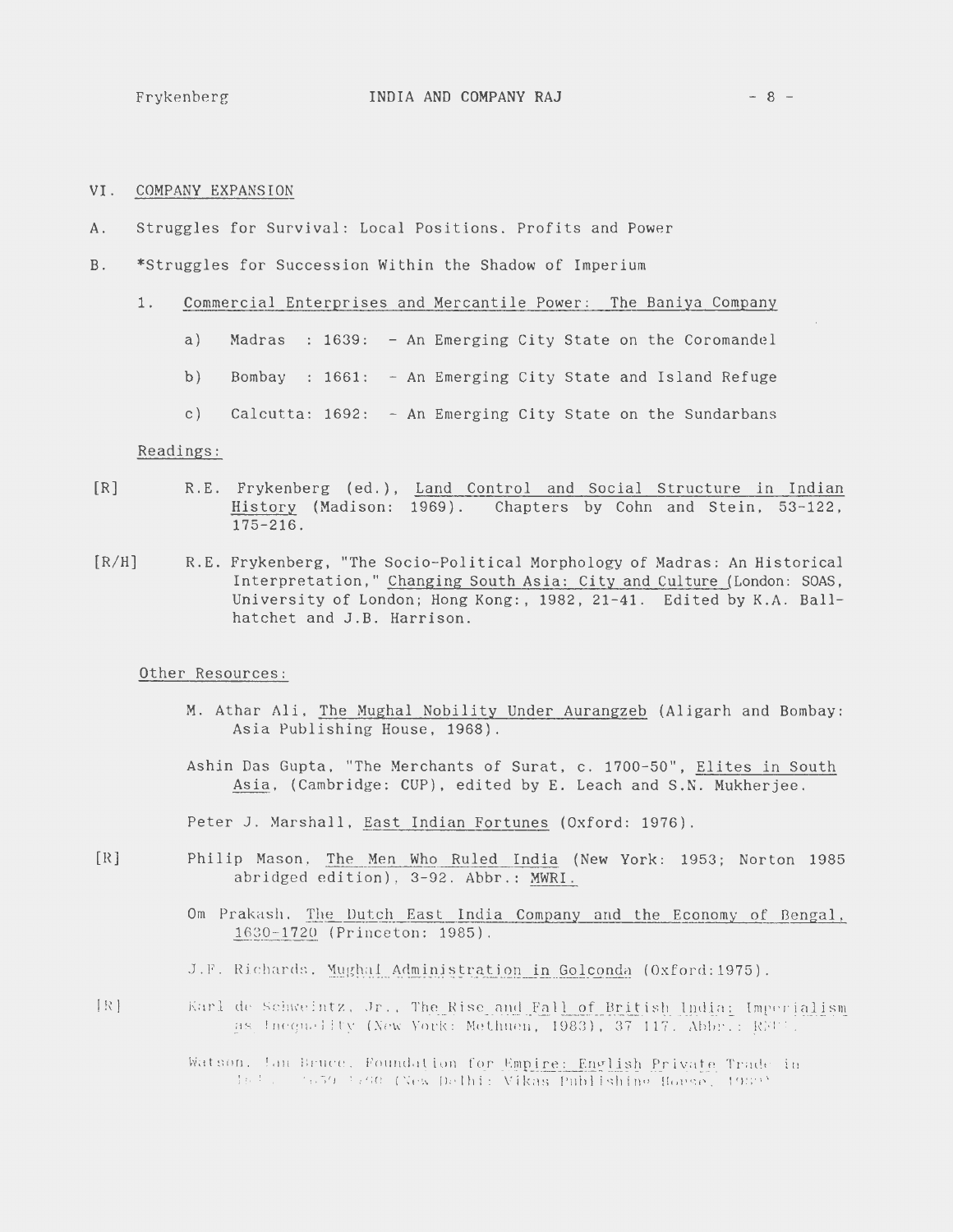VI. COMPANY EXPANSION

A. Struggles for Survival: Local Positions. Profits and Power

B. *Struggles for Succession Within the Shadow of Imperium

1. Commercial Enterprises and Mercantile Power: The Baniya Company

   a) Madras : 1639: - An Emerging City State on the Coromandel

   b) Bombay : 1661: - An Emerging City State and Island Refuge

   c) Calcutta: 1692: - An Emerging City State on the Sundarbans

Readings:

[R] R.E. Frykenberg (ed.), Land Control and Social Structure in Indian History (Madison: 1969). Chapters by Cohn and Stein, 53-122, 175-216.

[R/H] R.E. Frykenberg, "The Socio-Political Morphology of Madras: An Historical Interpretation," Changing South Asia: City and Culture (London: SOAS, University of London; Hong Kong:, 1982, 21-41. Edited by K.A. Ballhatchet and J.B. Harrison.

Other Resources:

M. Athar Ali, The Mughal Nobility Under Aurangzeb (Aligarh and Bombay: Asia Publishing House, 1968).

Ashin Das Gupta, "The Merchants of Surat, c. 1700-50", Elites in South Asia, (Cambridge: CUP), edited by E. Leach and S.N. Mukherjee.

Peter J. Marshall, East Indian Fortunes (Oxford: 1976).

[R] Philip Mason, The Men Who Ruled India (New York: 1953; Norton 1985 abridged edition), 3-92. Abbr.: MWRI.

Om Prakash, The Dutch East India Company and the Economy of Bengal, 1630-1720 (Princeton: 1985).

J.F. Richards, Mughal Administration in Golconda (Oxford:1975).

[R] Karl de Schweintz, Jr., The Rise and Fall of British India: Imperialism as Inequality (New York: Methuen, 1983), 37-117. Abbr.: RFBI.

Watson, Ian Bruce, Foundation for Empire: English Private Trade in India 1659-1760 (New Delhi: Vikas Publishing House, 1980).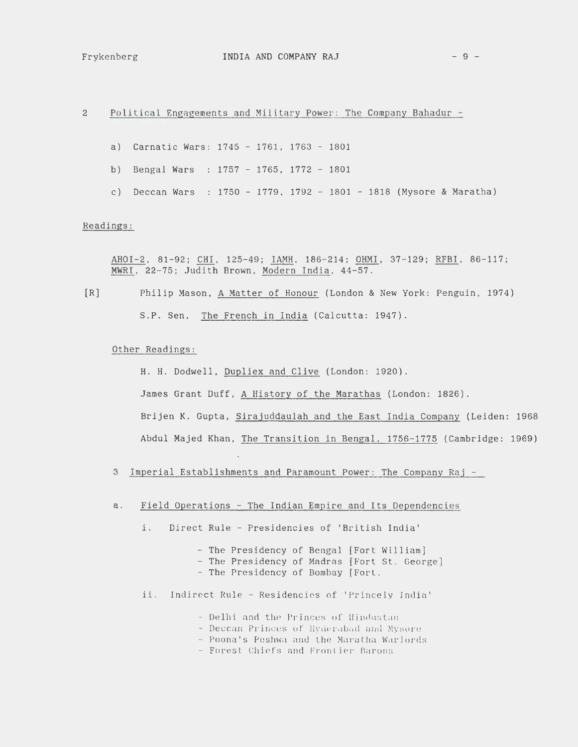2 Political Engagements and Military Power: The Company Bahadur -

a) Carnatic Wars: 1745 - 1761, 1763 - 1801

b) Bengal Wars : 1757 - 1765, 1772 - 1801

c) Deccan Wars : 1750 - 1779, 1792 - 1801 - 1818 (Mysore & Maratha)

Readings:

AHOI-2, 81-92; CHI, 125-49; IAMH, 186-214; OHMI, 37-129; RFBI, 86-117; MWRI, 22-75; Judith Brown, Modern India, 44-57.

[R] Philip Mason, A Matter of Honour (London & New York: Penguin, 1974)

S.P. Sen, The French in India (Calcutta: 1947).

Other Readings:

H. H. Dodwell, Dupliex and Clive (London: 1920).

James Grant Duff, A History of the Marathas (London: 1826).

Brijen K. Gupta, Sirajuddaulah and the East India Company (Leiden: 1968

Abdul Majed Khan, The Transition in Bengal, 1756-1775 (Cambridge: 1969)

3 Imperial Establishments and Paramount Power: The Company Raj -

a. Field Operations - The Indian Empire and Its Dependencies

i. Direct Rule - Presidencies of 'British India'

- The Presidency of Bengal [Fort William]
- The Presidency of Madras [Fort St. George]
- The Presidency of Bombay [Fort.

ii. Indirect Rule - Residencies of 'Princely India'

- Delhi and the Princes of Hindustan
- Deccan Princes of Hyderabad and Mysore
- Poona's Peshwa and the Maratha Warlords
- Forest Chiefs and Frontier Barons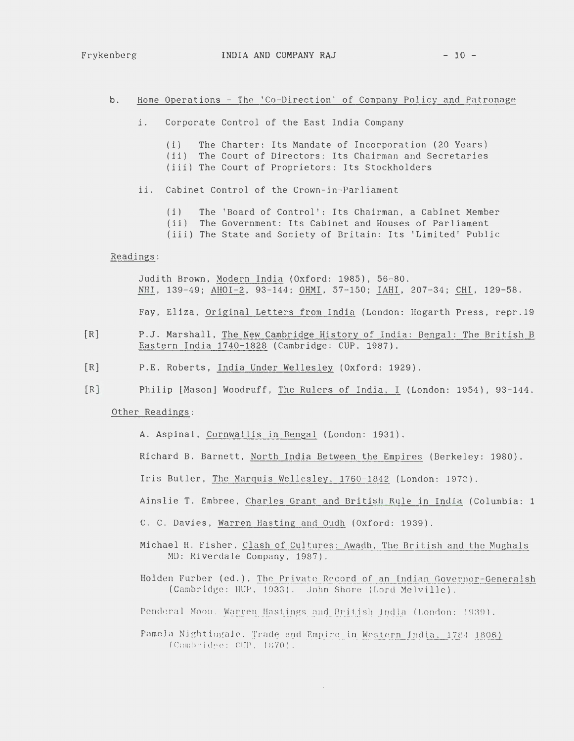b. <u>Home Operations - The 'Co-Direction' of Company Policy and Patronage</u>

i. Corporate Control of the East India Company

(i) The Charter: Its Mandate of Incorporation (20 Years)
(ii) The Court of Directors: Its Chairman and Secretaries
(iii) The Court of Proprietors: Its Stockholders

ii. Cabinet Control of the Crown-in-Parliament

(i) The 'Board of Control': Its Chairman, a Cabinet Member
(ii) The Government: Its Cabinet and Houses of Parliament
(iii) The State and Society of Britain: Its 'Limited' Public

<u>Readings</u>:

Judith Brown, <u>Modern India</u> (Oxford: 1985), 56-80.
<u>NHI</u>, 139-49; <u>AHOI-2</u>, 93-144; <u>OHMI</u>, 57-150; <u>IAHI</u>, 207-34; <u>CHI</u>, 129-58.

Fay, Eliza, <u>Original Letters from India</u> (London: Hogarth Press, repr.19

[R] P.J. Marshall, <u>The New Cambridge History of India: Bengal: The British B Eastern India 1740-1828</u> (Cambridge: CUP, 1987).

[R] P.E. Roberts, <u>India Under Wellesley</u> (Oxford: 1929).

[R] Philip [Mason] Woodruff, <u>The Rulers of India, I</u> (London: 1954), 93-144.

<u>Other Readings</u>:

A. Aspinal, <u>Cornwallis in Bengal</u> (London: 1931).

Richard B. Barnett, <u>North India Between the Empires</u> (Berkeley: 1980).

Iris Butler, <u>The Marquis Wellesley, 1760-1842</u> (London: 1973).

Ainslie T. Embree, <u>Charles Grant and British Rule in India</u> (Columbia: 1

C. C. Davies, <u>Warren Hasting and Oudh</u> (Oxford: 1939).

Michael H. Fisher, <u>Clash of Cultures: Awadh, The British and the Mughals</u> MD: Riverdale Company, 1987).

Holden Furber (ed.), <u>The Private Record of an Indian Governor-Generalsh</u> (Cambridge: HUP, 1933). John Shore (Lord Melville).

Penderal Moon, <u>Warren Hastings and British India</u> (London: 1939).

Pamela Nightingale, <u>Trade and Empire in Western India, 1784 1806)</u> (Cambridge: CUP, 1970).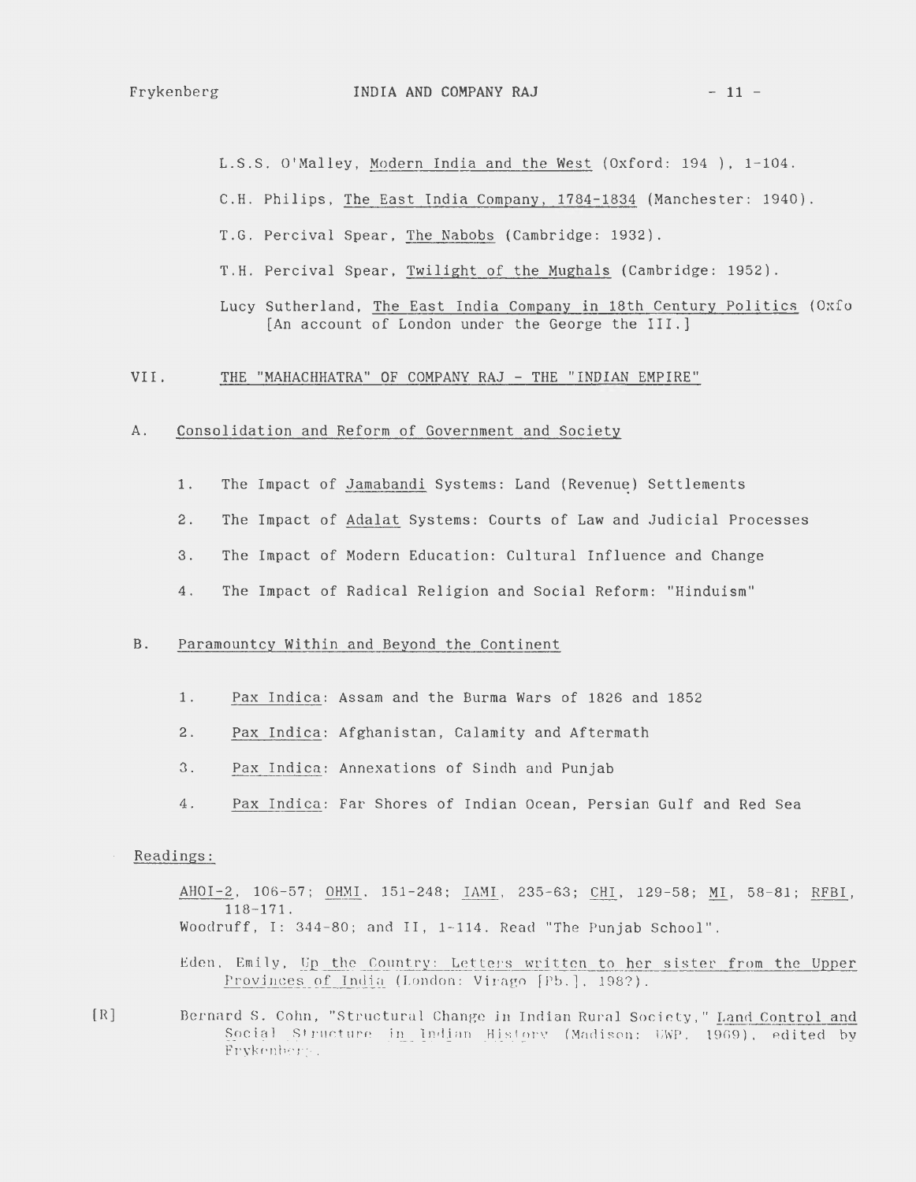L.S.S. O'Malley, Modern India and the West (Oxford: 194 ), 1-104.

C.H. Philips, The East India Company, 1784-1834 (Manchester: 1940).

T.G. Percival Spear, The Nabobs (Cambridge: 1932).

T.H. Percival Spear, Twilight of the Mughals (Cambridge: 1952).

Lucy Sutherland, The East India Company in 18th Century Politics (Oxfo
[An account of London under the George the III.]

## VII. THE "MAHACHHATRA" OF COMPANY RAJ - THE "INDIAN EMPIRE"

### A. Consolidation and Reform of Government and Society

1. The Impact of Jamabandi Systems: Land (Revenue) Settlements
2. The Impact of Adalat Systems: Courts of Law and Judicial Processes
3. The Impact of Modern Education: Cultural Influence and Change
4. The Impact of Radical Religion and Social Reform: "Hinduism"

### B. Paramountcy Within and Beyond the Continent

1. Pax Indica: Assam and the Burma Wars of 1826 and 1852
2. Pax Indica: Afghanistan, Calamity and Aftermath
3. Pax Indica: Annexations of Sindh and Punjab
4. Pax Indica: Far Shores of Indian Ocean, Persian Gulf and Red Sea

Readings:

AHOI-2, 106-57; OHMI, 151-248; IAMI, 235-63; CHI, 129-58; MI, 58-81; RFBI, 118-171.
Woodruff, I: 344-80; and II, 1-114. Read "The Punjab School".

Eden, Emily, Up the Country: Letters written to her sister from the Upper Provinces of India (London: Virago [Pb.], 198?).

[R] Bernard S. Cohn, "Structural Change in Indian Rural Society," Land Control and Social Structure in Indian History (Madison: UWP, 1969), edited by Frykenberg.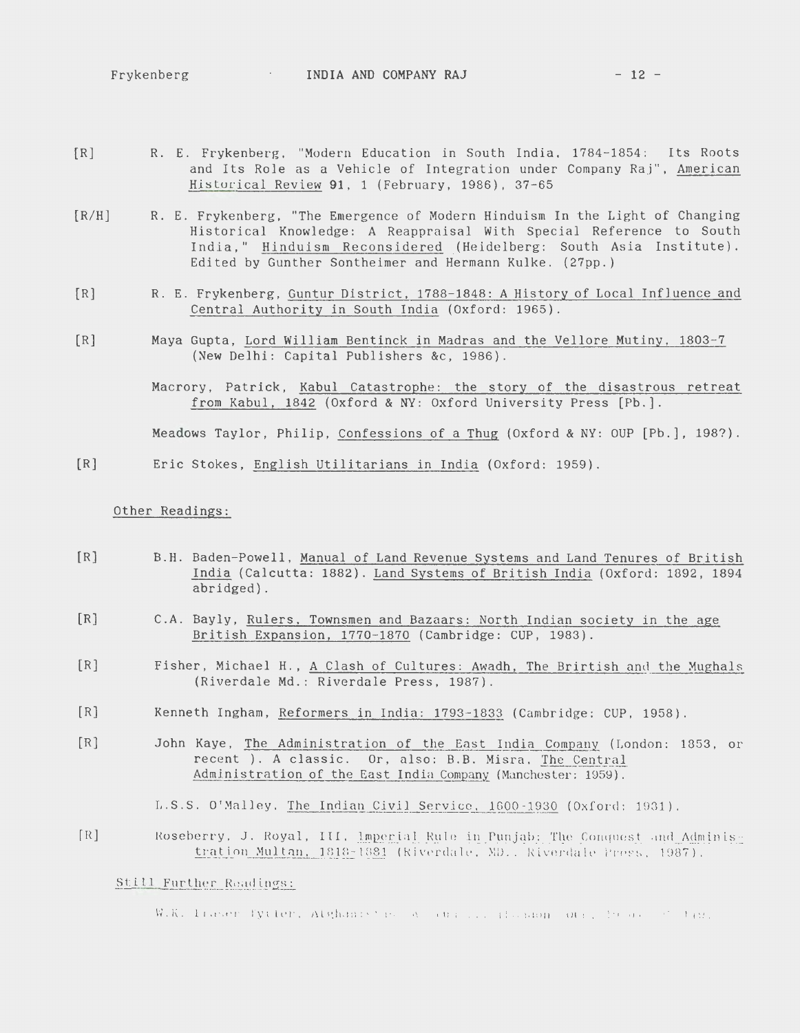[R] R. E. Frykenberg, "Modern Education in South India, 1784-1854: Its Roots and Its Role as a Vehicle of Integration under Company Raj", American Historical Review **91**, 1 (February, 1986), 37-65

[R/H] R. E. Frykenberg, "The Emergence of Modern Hinduism In the Light of Changing Historical Knowledge: A Reappraisal With Special Reference to South India," Hinduism Reconsidered (Heidelberg: South Asia Institute). Edited by Gunther Sontheimer and Hermann Kulke. (27pp.)

[R] R. E. Frykenberg, Guntur District, 1788-1848: A History of Local Influence and Central Authority in South India (Oxford: 1965).

[R] Maya Gupta, Lord William Bentinck in Madras and the Vellore Mutiny, 1803-7 (New Delhi: Capital Publishers &c, 1986).

Macrory, Patrick, Kabul Catastrophe: the story of the disastrous retreat from Kabul, 1842 (Oxford & NY: Oxford University Press [Pb.].

Meadows Taylor, Philip, Confessions of a Thug (Oxford & NY: OUP [Pb.], 198?).

[R] Eric Stokes, English Utilitarians in India (Oxford: 1959).

Other Readings:

[R] B.H. Baden-Powell, Manual of Land Revenue Systems and Land Tenures of British India (Calcutta: 1882). Land Systems of British India (Oxford: 1892, 1894 abridged).

[R] C.A. Bayly, Rulers, Townsmen and Bazaars: North Indian society in the age British Expansion, 1770-1870 (Cambridge: CUP, 1983).

[R] Fisher, Michael H., A Clash of Cultures: Awadh, The Brirtish and the Mughals (Riverdale Md.: Riverdale Press, 1987).

[R] Kenneth Ingham, Reformers in India: 1793-1833 (Cambridge: CUP, 1958).

[R] John Kaye, The Administration of the East India Company (London: 1853, or recent ). A classic. Or, also: B.B. Misra, The Central Administration of the East India Company (Manchester: 1959).

L.S.S. O'Malley, The Indian Civil Service, 1600-1930 (Oxford: 1931).

[R] Roseberry, J. Royal, III, Imperial Rule in Punjab: The Conquest and Administration Multan, 1818-1881 (Riverdale, MD., Riverdale Press, 1987).

Still Further Readings:

W.K. Fraser Tytler, Afghanistan: A ...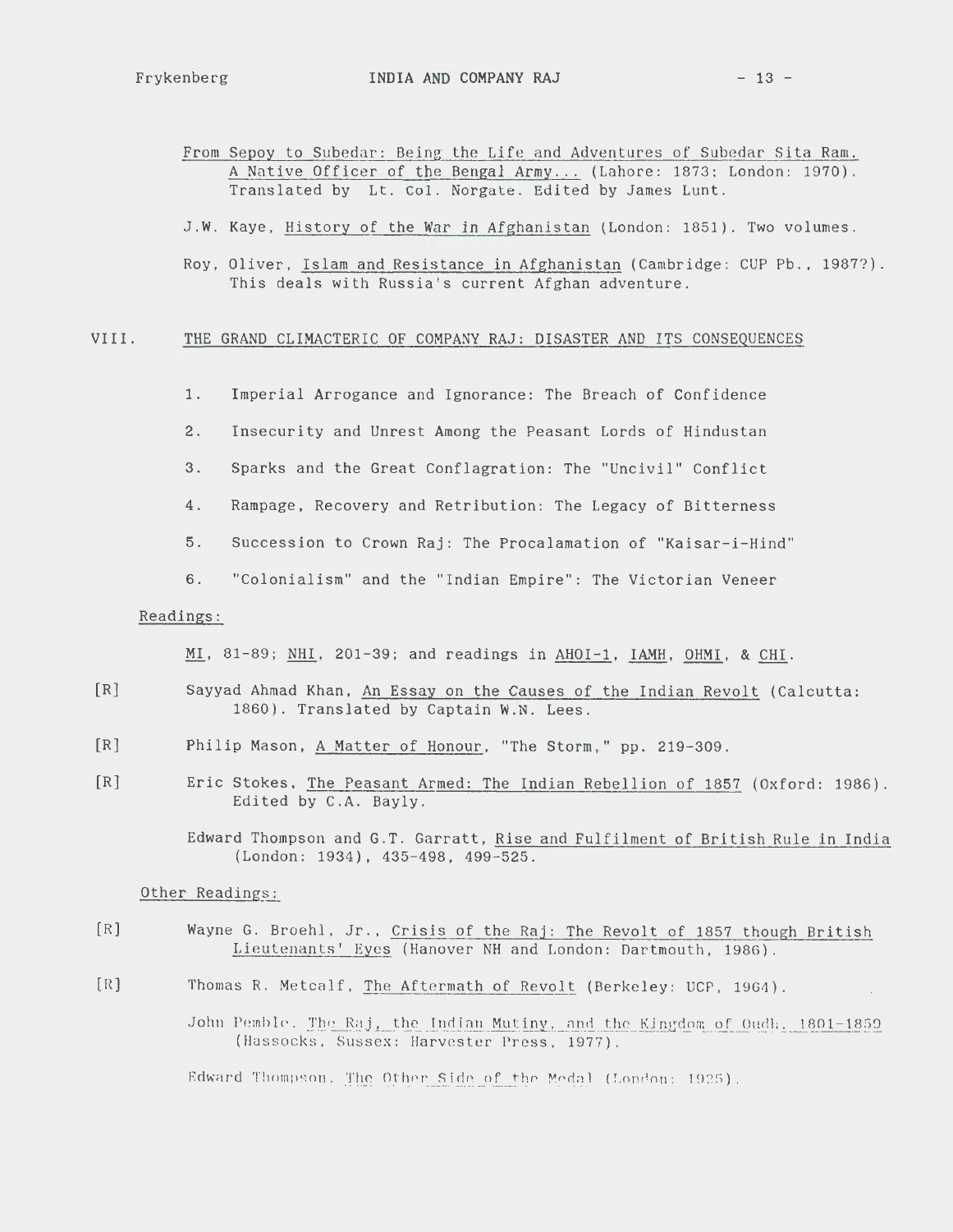<u>From Sepoy to Subedar: Being the Life and Adventures of Subedar Sita Ram, A Native Officer of the Bengal Army...</u> (Lahore: 1873; London: 1970). Translated by Lt. Col. Norgate. Edited by James Lunt.

J.W. Kaye, <u>History of the War in Afghanistan</u> (London: 1851). Two volumes.

Roy, Oliver, <u>Islam and Resistance in Afghanistan</u> (Cambridge: CUP Pb., 1987?). This deals with Russia's current Afghan adventure.

## VIII. <u>THE GRAND CLIMACTERIC OF COMPANY RAJ: DISASTER AND ITS CONSEQUENCES</u>

1. Imperial Arrogance and Ignorance: The Breach of Confidence
2. Insecurity and Unrest Among the Peasant Lords of Hindustan
3. Sparks and the Great Conflagration: The "Uncivil" Conflict
4. Rampage, Recovery and Retribution: The Legacy of Bitterness
5. Succession to Crown Raj: The Procalamation of "Kaisar-i-Hind"
6. "Colonialism" and the "Indian Empire": The Victorian Veneer

<u>Readings:</u>

<u>MI</u>, 81-89; <u>NHI</u>, 201-39; and readings in <u>AHOI-1</u>, <u>IAMH</u>, <u>OHMI</u>, & <u>CHI</u>.

[R] Sayyad Ahmad Khan, <u>An Essay on the Causes of the Indian Revolt</u> (Calcutta: 1860). Translated by Captain W.N. Lees.

[R] Philip Mason, <u>A Matter of Honour</u>, "The Storm," pp. 219-309.

[R] Eric Stokes, <u>The Peasant Armed: The Indian Rebellion of 1857</u> (Oxford: 1986). Edited by C.A. Bayly.

Edward Thompson and G.T. Garratt, <u>Rise and Fulfilment of British Rule in India</u> (London: 1934), 435-498, 499-525.

<u>Other Readings:</u>

[R] Wayne G. Broehl, Jr., <u>Crisis of the Raj: The Revolt of 1857 though British Lieutenants' Eyes</u> (Hanover NH and London: Dartmouth, 1986).

[R] Thomas R. Metcalf, <u>The Aftermath of Revolt</u> (Berkeley: UCP, 1964).

John Pemble, <u>The Raj, the Indian Mutiny, and the Kingdom of Oudh, 1801-1859</u> (Hassocks, Sussex: Harvester Press, 1977).

Edward Thompson, <u>The Other Side of the Medal</u> (London: 1925).